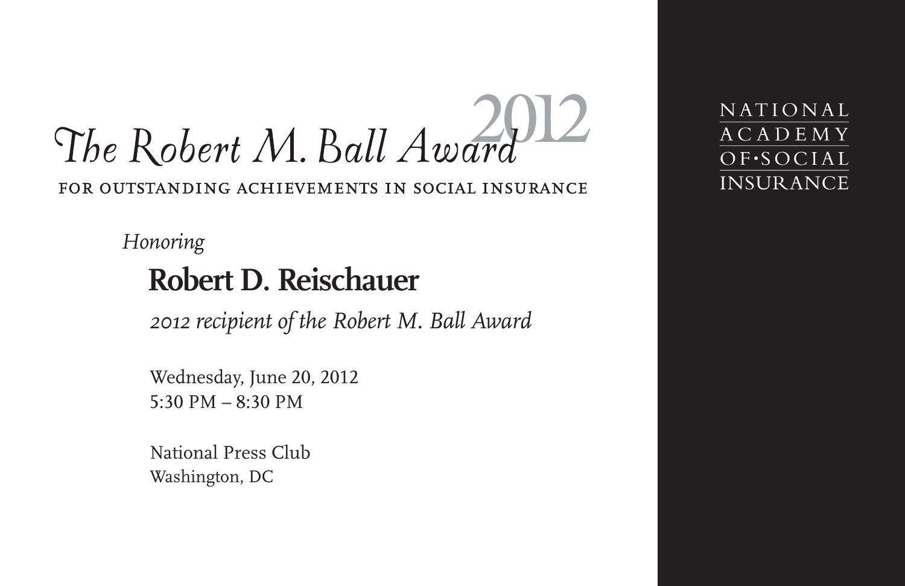# The Robert M. Ball Award 2012

FOR OUTSTANDING ACHIEVEMENTS IN SOCIAL INSURANCE

*Honoring*

## Robert D. Reischauer

*2012 recipient of the Robert M. Ball Award*

Wednesday, June 20, 2012
5:30 PM – 8:30 PM

National Press Club
Washington, DC

NATIONAL ACADEMY OF•SOCIAL INSURANCE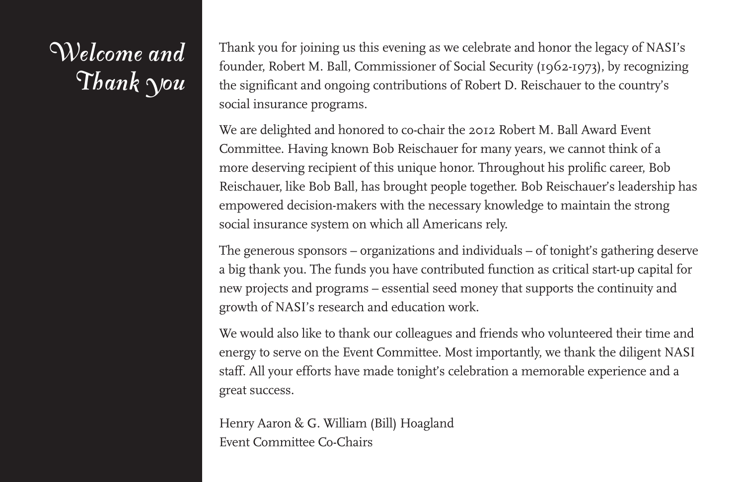# Welcome and Thank you

Thank you for joining us this evening as we celebrate and honor the legacy of NASI's founder, Robert M. Ball, Commissioner of Social Security (1962-1973), by recognizing the significant and ongoing contributions of Robert D. Reischauer to the country's social insurance programs.

We are delighted and honored to co-chair the 2012 Robert M. Ball Award Event Committee. Having known Bob Reischauer for many years, we cannot think of a more deserving recipient of this unique honor. Throughout his prolific career, Bob Reischauer, like Bob Ball, has brought people together. Bob Reischauer's leadership has empowered decision-makers with the necessary knowledge to maintain the strong social insurance system on which all Americans rely.

The generous sponsors – organizations and individuals – of tonight's gathering deserve a big thank you. The funds you have contributed function as critical start-up capital for new projects and programs – essential seed money that supports the continuity and growth of NASI's research and education work.

We would also like to thank our colleagues and friends who volunteered their time and energy to serve on the Event Committee. Most importantly, we thank the diligent NASI staff. All your efforts have made tonight's celebration a memorable experience and a great success.

Henry Aaron & G. William (Bill) Hoagland
Event Committee Co-Chairs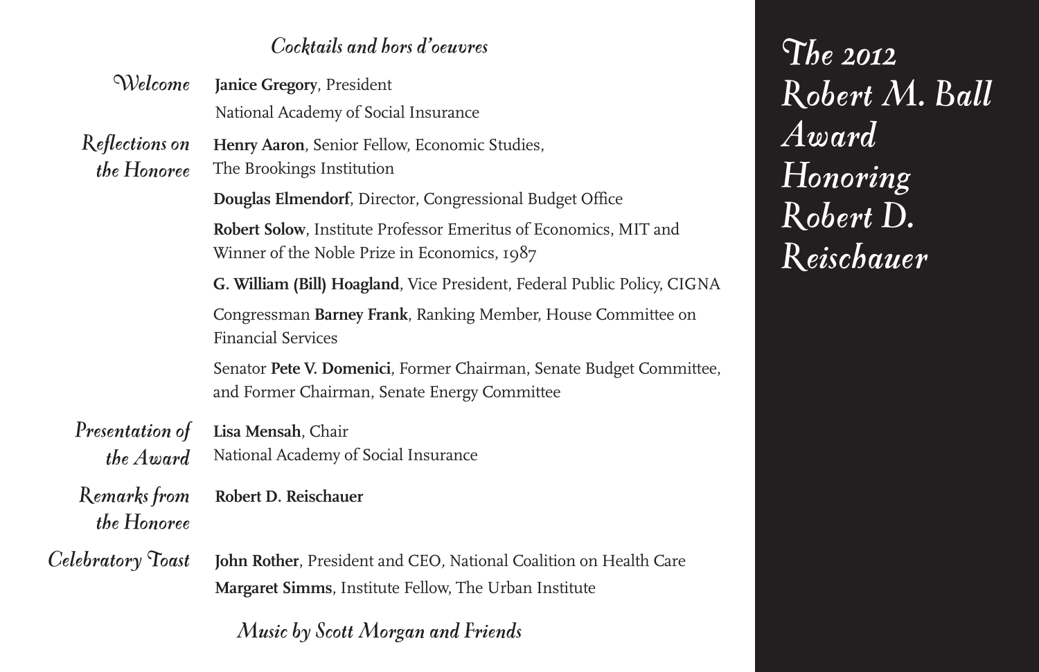# The 2012 Robert M. Ball Award Honoring Robert D. Reischauer

*Cocktails and hors d'oeuvres*

*Welcome*
**Janice Gregory**, President
National Academy of Social Insurance

*Reflections on the Honoree*
**Henry Aaron**, Senior Fellow, Economic Studies, The Brookings Institution

**Douglas Elmendorf**, Director, Congressional Budget Office

**Robert Solow**, Institute Professor Emeritus of Economics, MIT and Winner of the Noble Prize in Economics, 1987

**G. William (Bill) Hoagland**, Vice President, Federal Public Policy, CIGNA

Congressman **Barney Frank**, Ranking Member, House Committee on Financial Services

Senator **Pete V. Domenici**, Former Chairman, Senate Budget Committee, and Former Chairman, Senate Energy Committee

*Presentation of the Award*
**Lisa Mensah**, Chair
National Academy of Social Insurance

*Remarks from the Honoree*
**Robert D. Reischauer**

*Celebratory Toast*
**John Rother**, President and CEO, National Coalition on Health Care
**Margaret Simms**, Institute Fellow, The Urban Institute

*Music by Scott Morgan and Friends*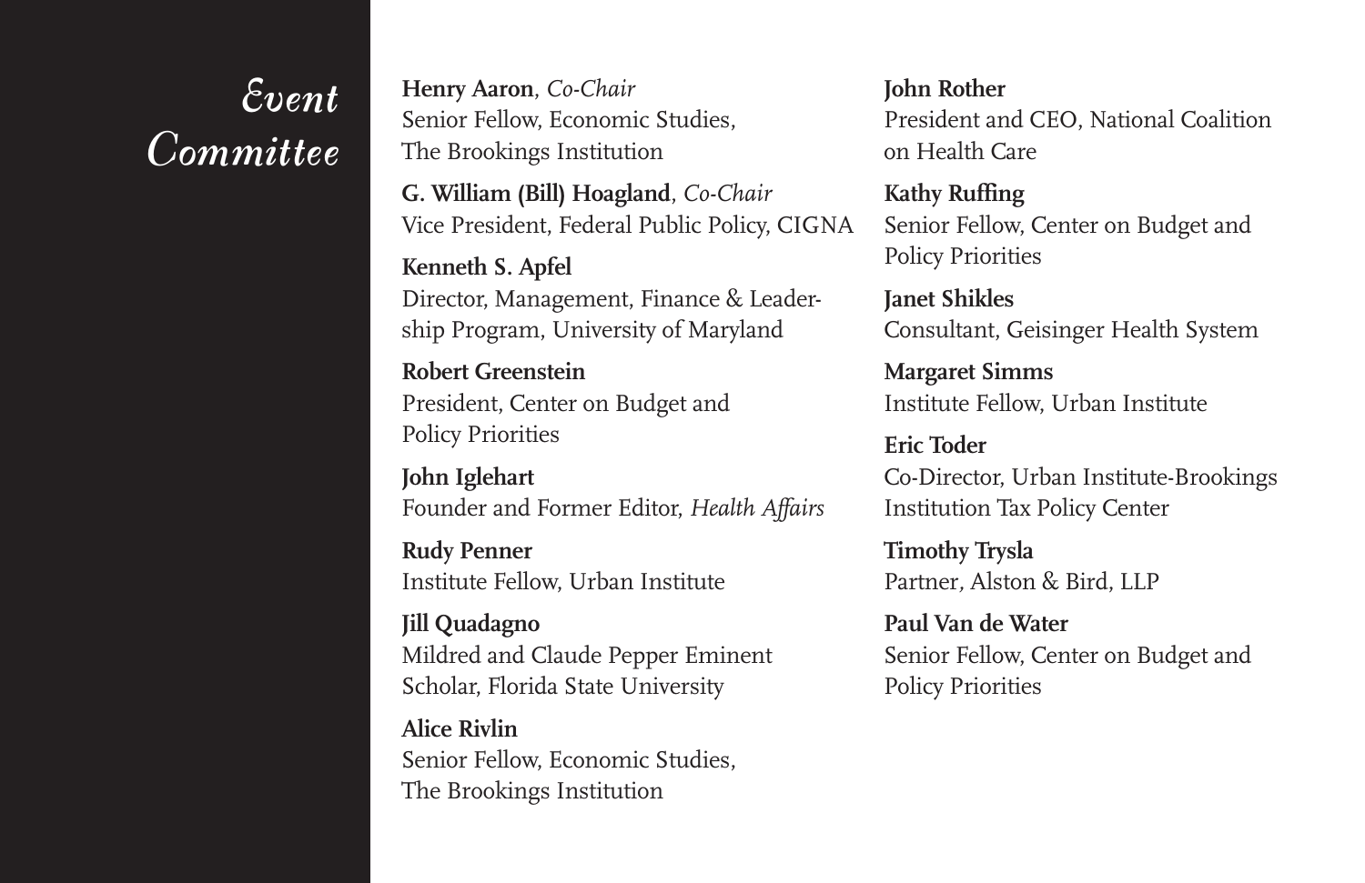# Event Committee

**Henry Aaron**, *Co-Chair*
Senior Fellow, Economic Studies, The Brookings Institution

**G. William (Bill) Hoagland**, *Co-Chair*
Vice President, Federal Public Policy, CIGNA

**Kenneth S. Apfel**
Director, Management, Finance & Leadership Program, University of Maryland

**Robert Greenstein**
President, Center on Budget and Policy Priorities

**John Iglehart**
Founder and Former Editor, *Health Affairs*

**Rudy Penner**
Institute Fellow, Urban Institute

**Jill Quadagno**
Mildred and Claude Pepper Eminent Scholar, Florida State University

**Alice Rivlin**
Senior Fellow, Economic Studies, The Brookings Institution

**John Rother**
President and CEO, National Coalition on Health Care

**Kathy Ruffing**
Senior Fellow, Center on Budget and Policy Priorities

**Janet Shikles**
Consultant, Geisinger Health System

**Margaret Simms**
Institute Fellow, Urban Institute

**Eric Toder**
Co-Director, Urban Institute-Brookings Institution Tax Policy Center

**Timothy Trysla**
Partner, Alston & Bird, LLP

**Paul Van de Water**
Senior Fellow, Center on Budget and Policy Priorities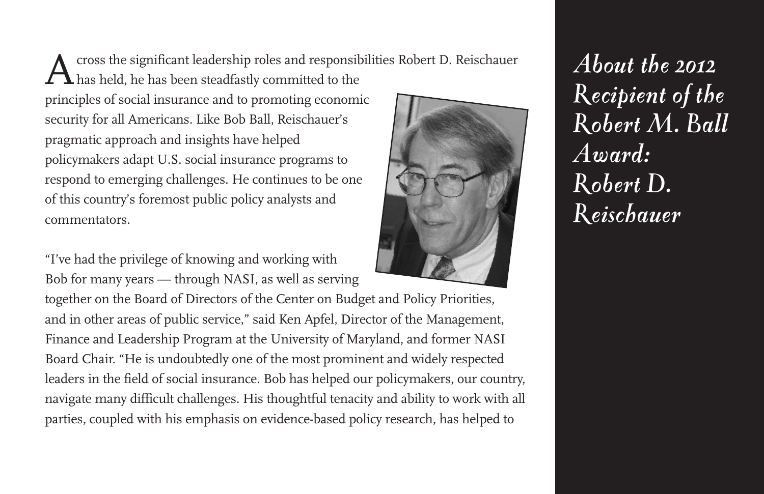# About the 2012 Recipient of the Robert M. Ball Award: Robert D. Reischauer

Across the significant leadership roles and responsibilities Robert D. Reischauer has held, he has been steadfastly committed to the principles of social insurance and to promoting economic security for all Americans. Like Bob Ball, Reischauer's pragmatic approach and insights have helped policymakers adapt U.S. social insurance programs to respond to emerging challenges. He continues to be one of this country's foremost public policy analysts and commentators.

"I've had the privilege of knowing and working with Bob for many years — through NASI, as well as serving together on the Board of Directors of the Center on Budget and Policy Priorities, and in other areas of public service," said Ken Apfel, Director of the Management, Finance and Leadership Program at the University of Maryland, and former NASI Board Chair. "He is undoubtedly one of the most prominent and widely respected leaders in the field of social insurance. Bob has helped our policymakers, our country, navigate many difficult challenges. His thoughtful tenacity and ability to work with all parties, coupled with his emphasis on evidence-based policy research, has helped to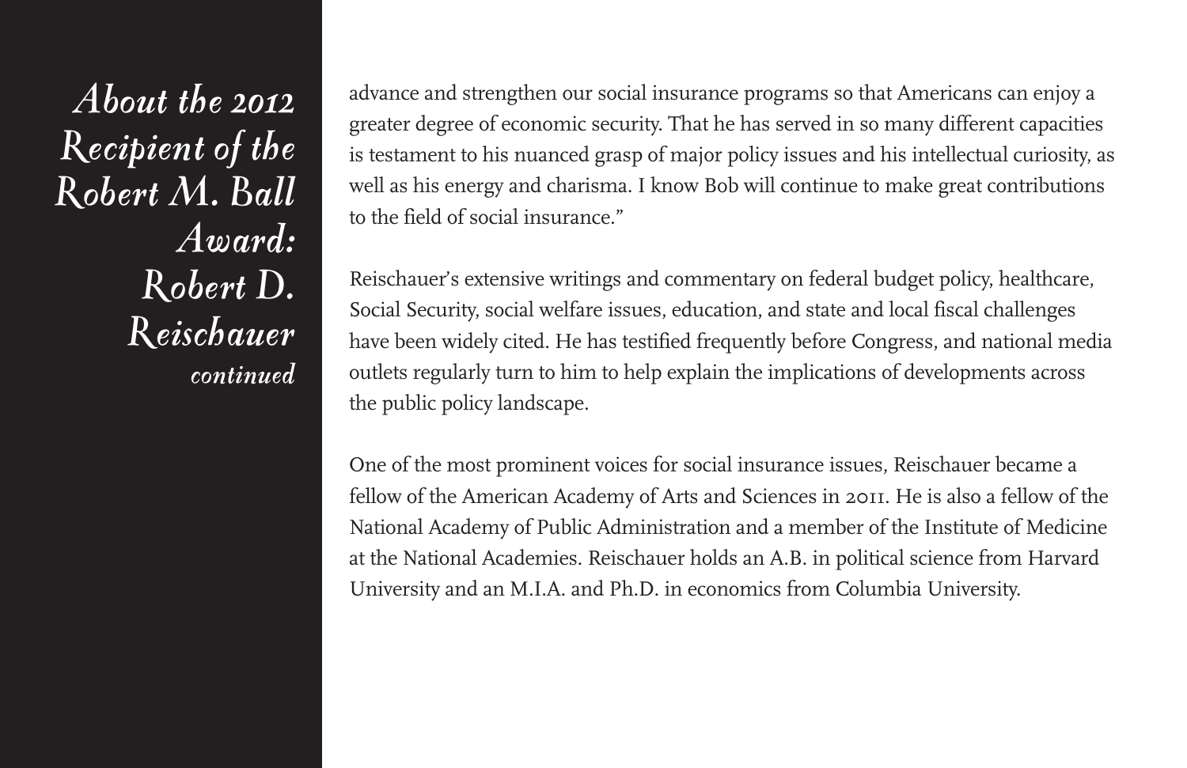# *About the 2012 Recipient of the Robert M. Ball Award: Robert D. Reischauer* *continued*

advance and strengthen our social insurance programs so that Americans can enjoy a greater degree of economic security. That he has served in so many different capacities is testament to his nuanced grasp of major policy issues and his intellectual curiosity, as well as his energy and charisma. I know Bob will continue to make great contributions to the field of social insurance."

Reischauer's extensive writings and commentary on federal budget policy, healthcare, Social Security, social welfare issues, education, and state and local fiscal challenges have been widely cited. He has testified frequently before Congress, and national media outlets regularly turn to him to help explain the implications of developments across the public policy landscape.

One of the most prominent voices for social insurance issues, Reischauer became a fellow of the American Academy of Arts and Sciences in 2011. He is also a fellow of the National Academy of Public Administration and a member of the Institute of Medicine at the National Academies. Reischauer holds an A.B. in political science from Harvard University and an M.I.A. and Ph.D. in economics from Columbia University.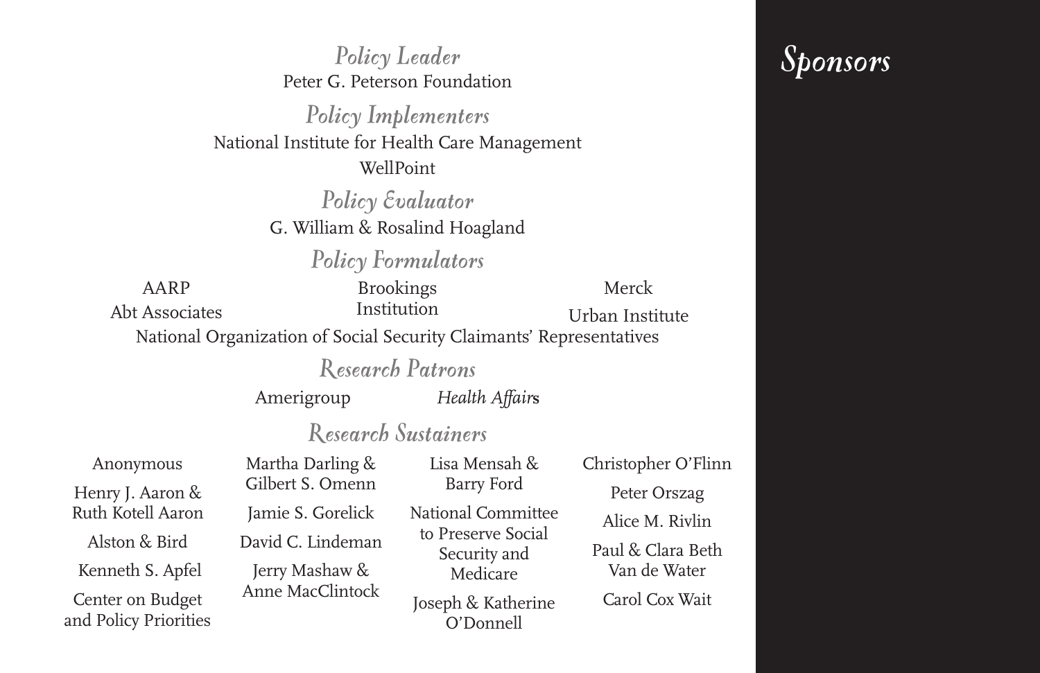# Sponsors

## Policy Leader

Peter G. Peterson Foundation

## Policy Implementers

National Institute for Health Care Management

WellPoint

## Policy Evaluator

G. William & Rosalind Hoagland

## Policy Formulators

AARP

Abt Associates

Brookings Institution

Merck

Urban Institute

National Organization of Social Security Claimants' Representatives

## Research Patrons

Amerigroup

*Health Affairs*

## Research Sustainers

Anonymous

Henry J. Aaron & Ruth Kotell Aaron

Alston & Bird

Kenneth S. Apfel

Center on Budget and Policy Priorities

Martha Darling & Gilbert S. Omenn

Jamie S. Gorelick

David C. Lindeman

Jerry Mashaw & Anne MacClintock

Lisa Mensah & Barry Ford

National Committee to Preserve Social Security and Medicare

Joseph & Katherine O'Donnell

Christopher O'Flinn

Peter Orszag

Alice M. Rivlin

Paul & Clara Beth Van de Water

Carol Cox Wait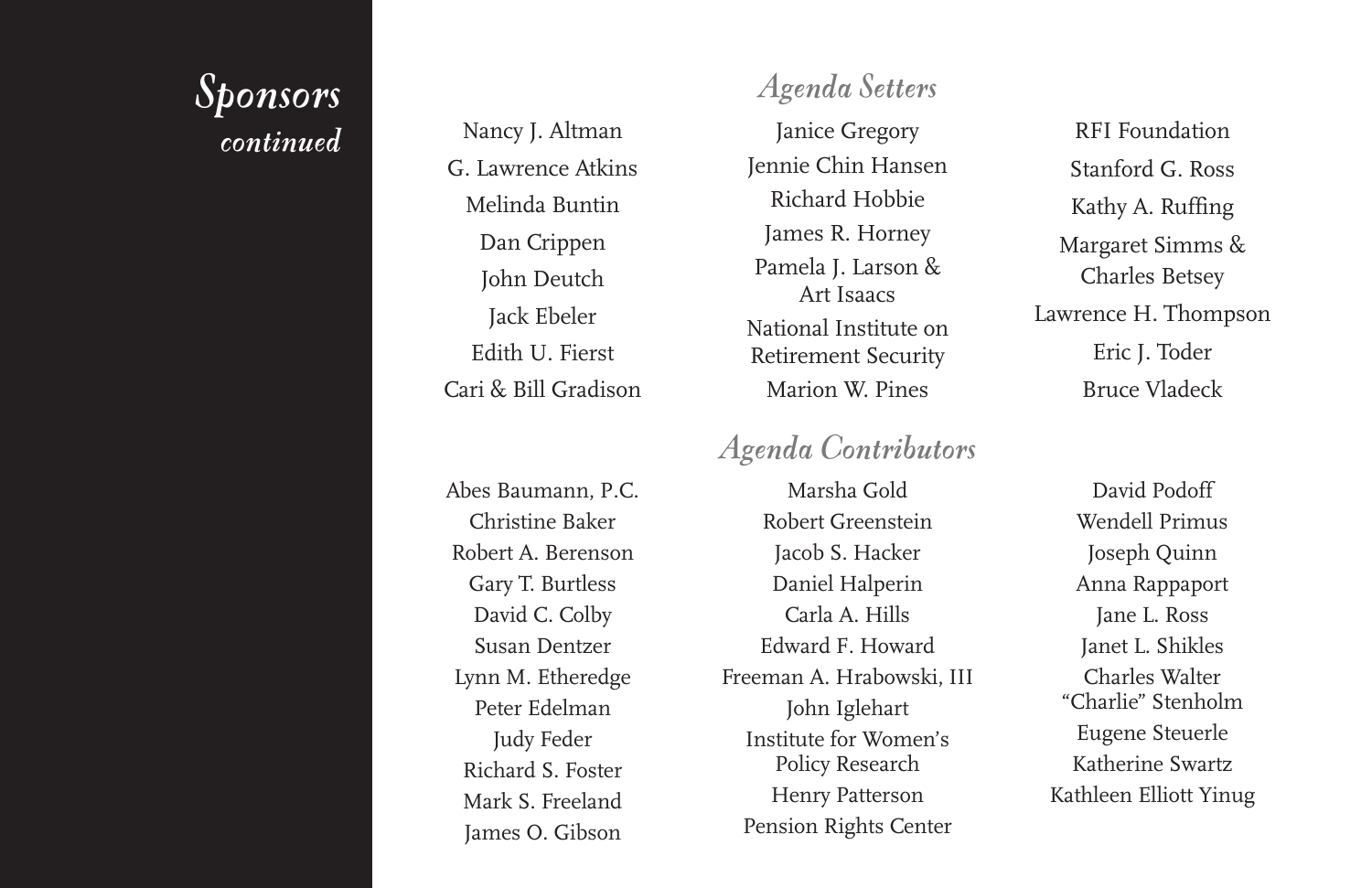# *Sponsors continued*

## *Agenda Setters*

Nancy J. Altman
G. Lawrence Atkins
Melinda Buntin
Dan Crippen
John Deutch
Jack Ebeler
Edith U. Fierst
Cari & Bill Gradison
Janice Gregory
Jennie Chin Hansen
Richard Hobbie
James R. Horney
Pamela J. Larson & Art Isaacs
National Institute on Retirement Security
Marion W. Pines
RFI Foundation
Stanford G. Ross
Kathy A. Ruffing
Margaret Simms & Charles Betsey
Lawrence H. Thompson
Eric J. Toder
Bruce Vladeck

## *Agenda Contributors*

Abes Baumann, P.C.
Christine Baker
Robert A. Berenson
Gary T. Burtless
David C. Colby
Susan Dentzer
Lynn M. Etheredge
Peter Edelman
Judy Feder
Richard S. Foster
Mark S. Freeland
James O. Gibson
Marsha Gold
Robert Greenstein
Jacob S. Hacker
Daniel Halperin
Carla A. Hills
Edward F. Howard
Freeman A. Hrabowski, III
John Iglehart
Institute for Women's Policy Research
Henry Patterson
Pension Rights Center
David Podoff
Wendell Primus
Joseph Quinn
Anna Rappaport
Jane L. Ross
Janet L. Shikles
Charles Walter "Charlie" Stenholm
Eugene Steuerle
Katherine Swartz
Kathleen Elliott Yinug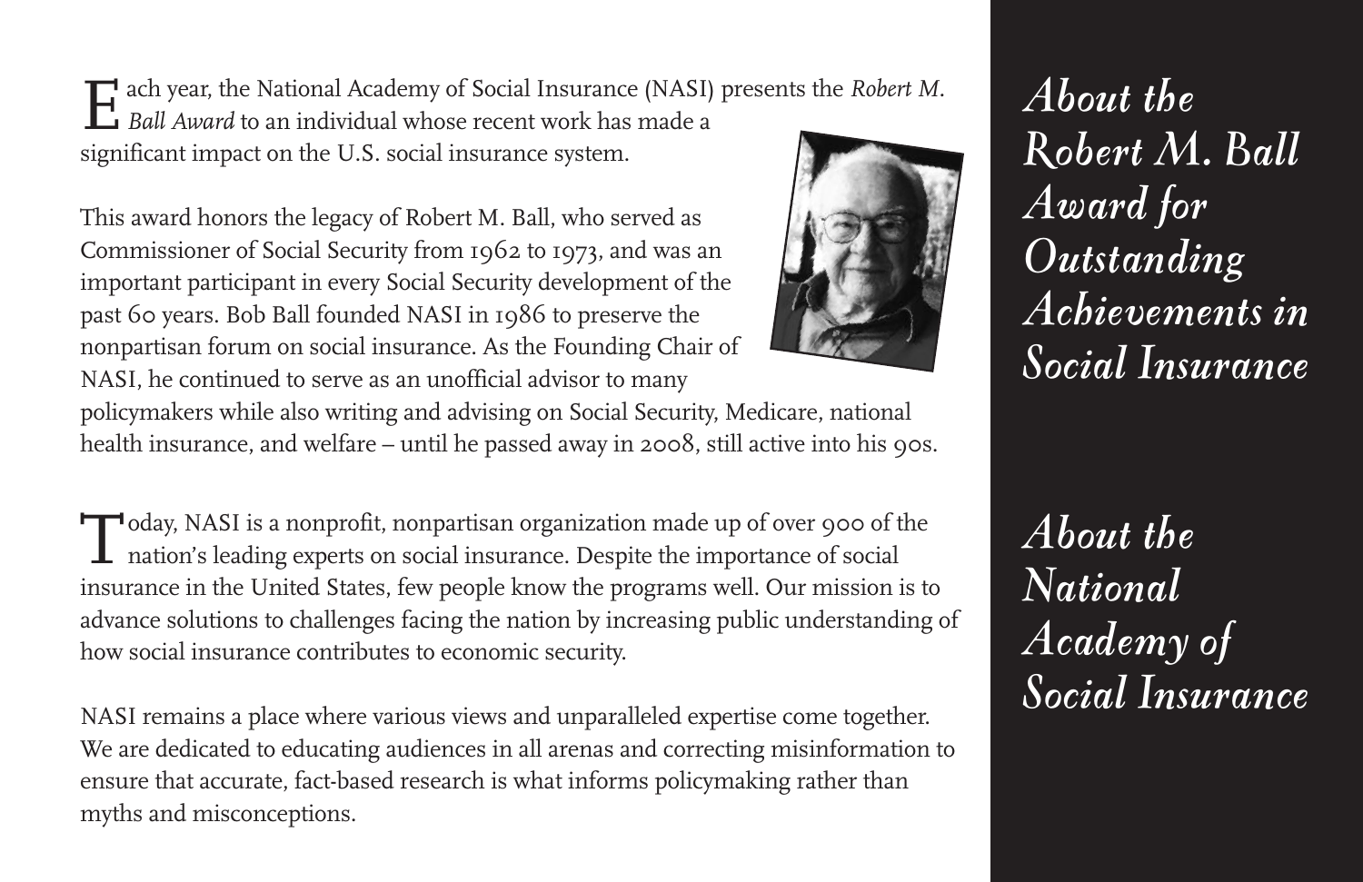## *About the Robert M. Ball Award for Outstanding Achievements in Social Insurance*

Each year, the National Academy of Social Insurance (NASI) presents the *Robert M. Ball Award* to an individual whose recent work has made a significant impact on the U.S. social insurance system.

This award honors the legacy of Robert M. Ball, who served as Commissioner of Social Security from 1962 to 1973, and was an important participant in every Social Security development of the past 60 years. Bob Ball founded NASI in 1986 to preserve the nonpartisan forum on social insurance. As the Founding Chair of NASI, he continued to serve as an unofficial advisor to many policymakers while also writing and advising on Social Security, Medicare, national health insurance, and welfare – until he passed away in 2008, still active into his 90s.

## *About the National Academy of Social Insurance*

Today, NASI is a nonprofit, nonpartisan organization made up of over 900 of the nation's leading experts on social insurance. Despite the importance of social insurance in the United States, few people know the programs well. Our mission is to advance solutions to challenges facing the nation by increasing public understanding of how social insurance contributes to economic security.

NASI remains a place where various views and unparalleled expertise come together. We are dedicated to educating audiences in all arenas and correcting misinformation to ensure that accurate, fact-based research is what informs policymaking rather than myths and misconceptions.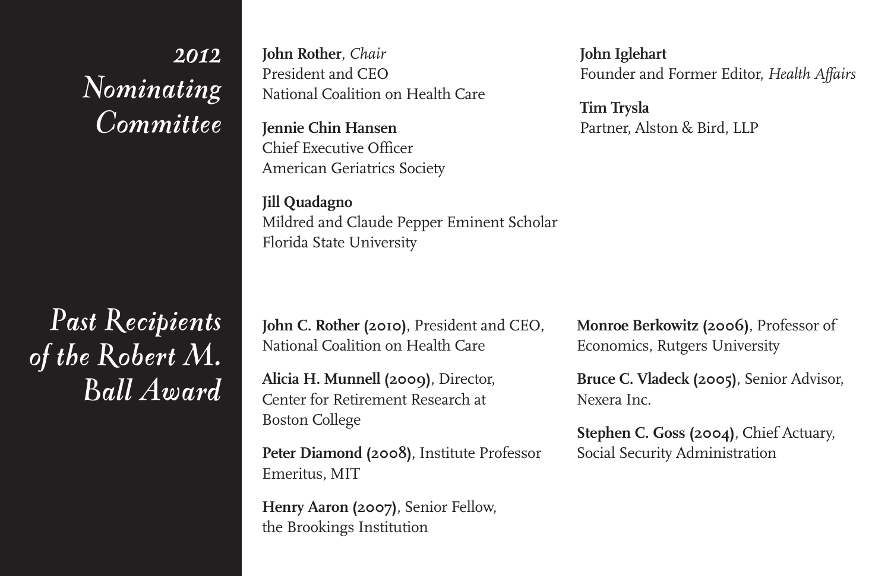## 2012 Nominating Committee

**John Rother**, *Chair*
President and CEO
National Coalition on Health Care

**Jennie Chin Hansen**
Chief Executive Officer
American Geriatrics Society

**Jill Quadagno**
Mildred and Claude Pepper Eminent Scholar
Florida State University

**John Iglehart**
Founder and Former Editor, *Health Affairs*

**Tim Trysla**
Partner, Alston & Bird, LLP

## Past Recipients of the Robert M. Ball Award

**John C. Rother (2010)**, President and CEO, National Coalition on Health Care

**Alicia H. Munnell (2009)**, Director, Center for Retirement Research at Boston College

**Peter Diamond (2008)**, Institute Professor Emeritus, MIT

**Henry Aaron (2007)**, Senior Fellow, the Brookings Institution

**Monroe Berkowitz (2006)**, Professor of Economics, Rutgers University

**Bruce C. Vladeck (2005)**, Senior Advisor, Nexera Inc.

**Stephen C. Goss (2004)**, Chief Actuary, Social Security Administration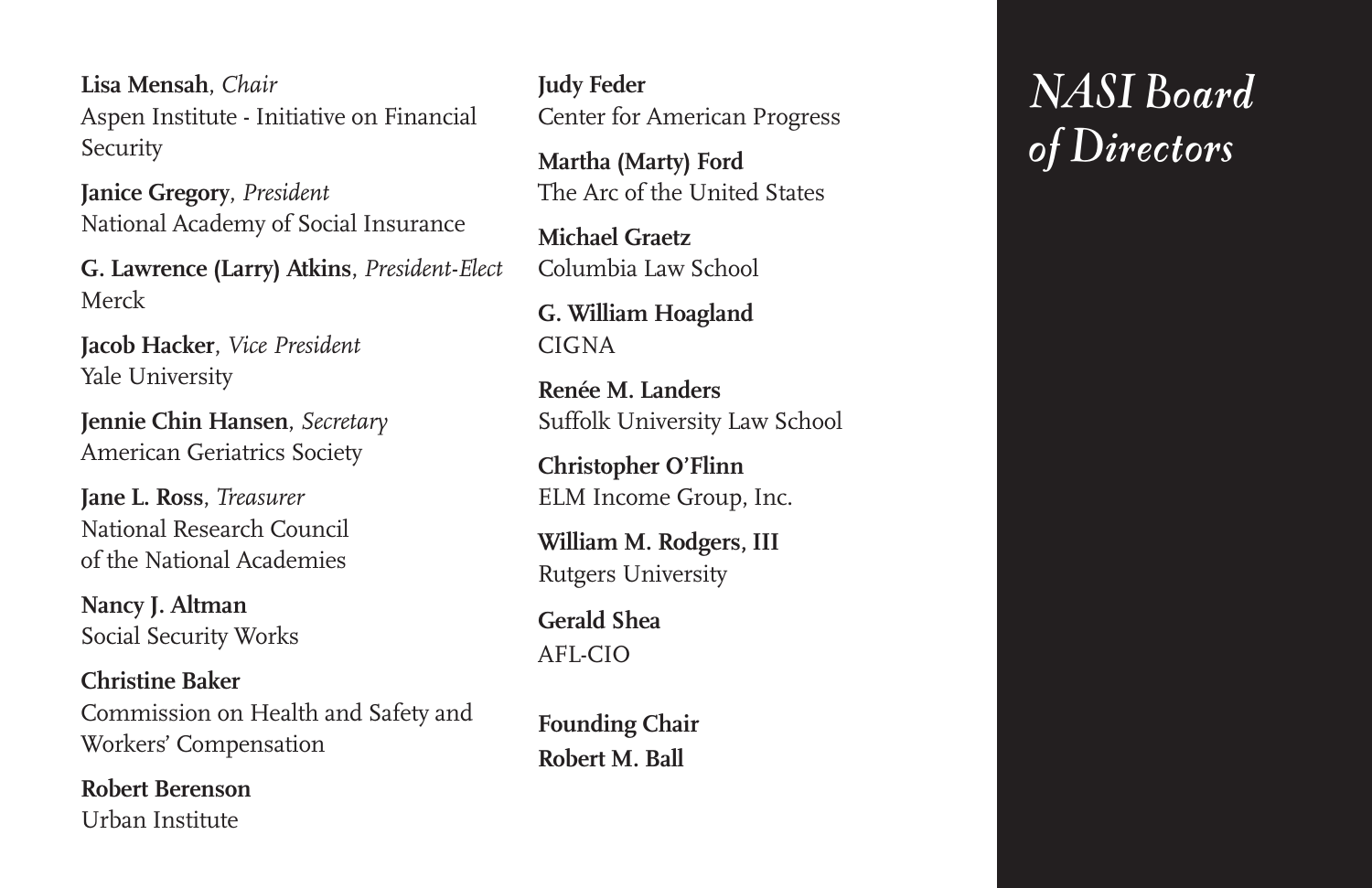# NASI Board of Directors

**Lisa Mensah**, *Chair*
Aspen Institute - Initiative on Financial Security

**Janice Gregory**, *President*
National Academy of Social Insurance

**G. Lawrence (Larry) Atkins**, *President-Elect*
Merck

**Jacob Hacker**, *Vice President*
Yale University

**Jennie Chin Hansen**, *Secretary*
American Geriatrics Society

**Jane L. Ross**, *Treasurer*
National Research Council of the National Academies

**Nancy J. Altman**
Social Security Works

**Christine Baker**
Commission on Health and Safety and Workers' Compensation

**Robert Berenson**
Urban Institute

**Judy Feder**
Center for American Progress

**Martha (Marty) Ford**
The Arc of the United States

**Michael Graetz**
Columbia Law School

**G. William Hoagland**
CIGNA

**Renée M. Landers**
Suffolk University Law School

**Christopher O'Flinn**
ELM Income Group, Inc.

**William M. Rodgers, III**
Rutgers University

**Gerald Shea**
AFL-CIO

**Founding Chair**
**Robert M. Ball**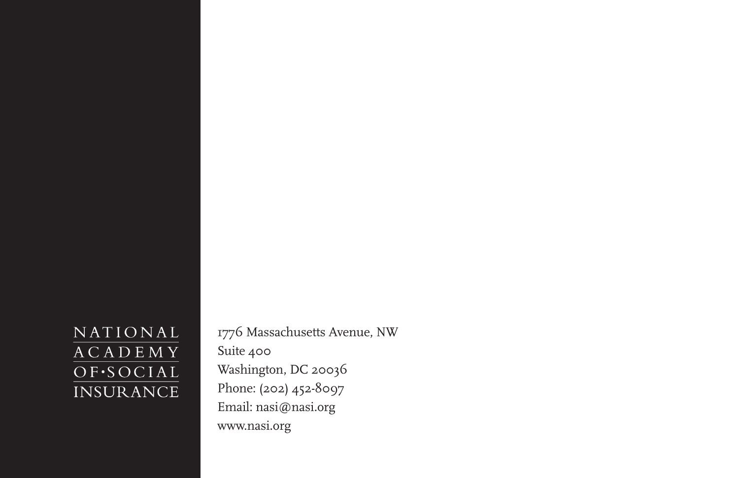NATIONAL ACADEMY OF·SOCIAL INSURANCE

1776 Massachusetts Avenue, NW
Suite 400
Washington, DC 20036
Phone: (202) 452-8097
Email: nasi@nasi.org
www.nasi.org